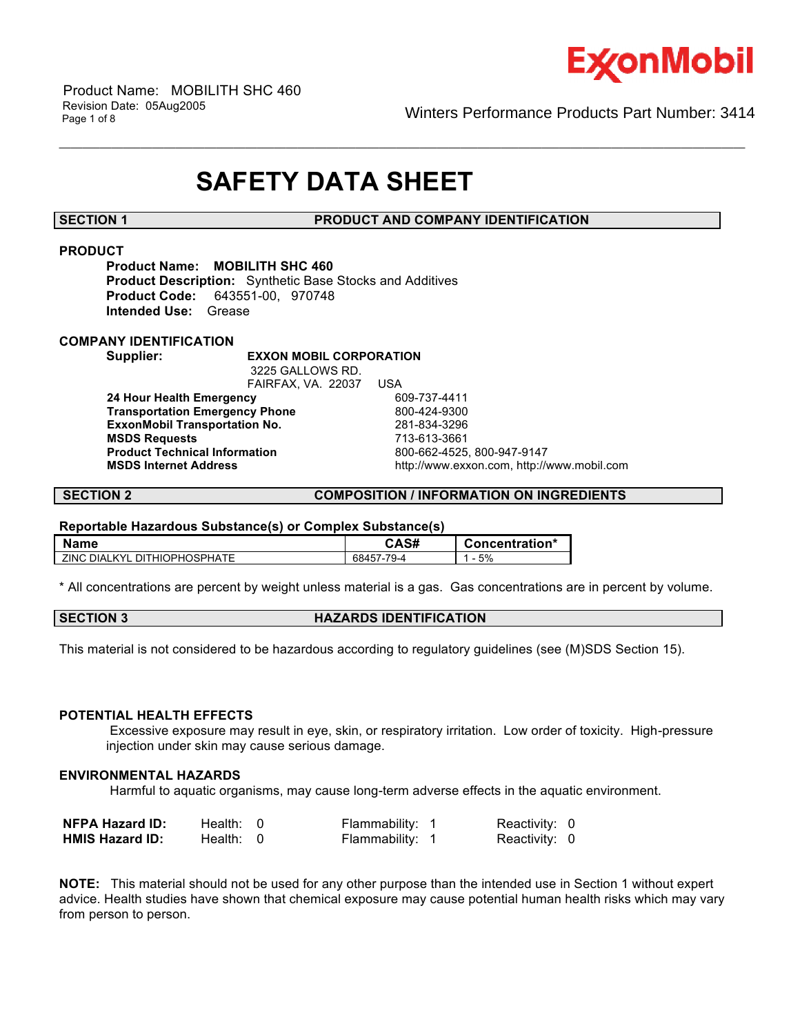Product Name: MOBILITH SHC 460
Revision Date: 05Aug2005

Winters Performance Products Part Number: 3414

# SAFETY DATA SHEET

## SECTION 1 PRODUCT AND COMPANY IDENTIFICATION

### PRODUCT

**Product Name:** **MOBILITH SHC 460**
**Product Description:** Synthetic Base Stocks and Additives
**Product Code:** 643551-00, 970748
**Intended Use:** Grease

### COMPANY IDENTIFICATION

**Supplier:** **EXXON MOBIL CORPORATION**
3225 GALLOWS RD.
FAIRFAX, VA. 22037 USA

| | |
|---|---|
| **24 Hour Health Emergency** | 609-737-4411 |
| **Transportation Emergency Phone** | 800-424-9300 |
| **ExxonMobil Transportation No.** | 281-834-3296 |
| **MSDS Requests** | 713-613-3661 |
| **Product Technical Information** | 800-662-4525, 800-947-9147 |
| **MSDS Internet Address** | http://www.exxon.com, http://www.mobil.com |

## SECTION 2 COMPOSITION / INFORMATION ON INGREDIENTS

**Reportable Hazardous Substance(s) or Complex Substance(s)**

| Name | CAS# | Concentration* |
|---|---|---|
| ZINC DIALKYL DITHIOPHOSPHATE | 68457-79-4 | 1 - 5% |

* All concentrations are percent by weight unless material is a gas. Gas concentrations are in percent by volume.

## SECTION 3 HAZARDS IDENTIFICATION

This material is not considered to be hazardous according to regulatory guidelines (see (M)SDS Section 15).

### POTENTIAL HEALTH EFFECTS

Excessive exposure may result in eye, skin, or respiratory irritation. Low order of toxicity. High-pressure injection under skin may cause serious damage.

### ENVIRONMENTAL HAZARDS

Harmful to aquatic organisms, may cause long-term adverse effects in the aquatic environment.

| | | | |
|---|---|---|---|
| **NFPA Hazard ID:** | Health: 0 | Flammability: 1 | Reactivity: 0 |
| **HMIS Hazard ID:** | Health: 0 | Flammability: 1 | Reactivity: 0 |

**NOTE:** This material should not be used for any other purpose than the intended use in Section 1 without expert advice. Health studies have shown that chemical exposure may cause potential human health risks which may vary from person to person.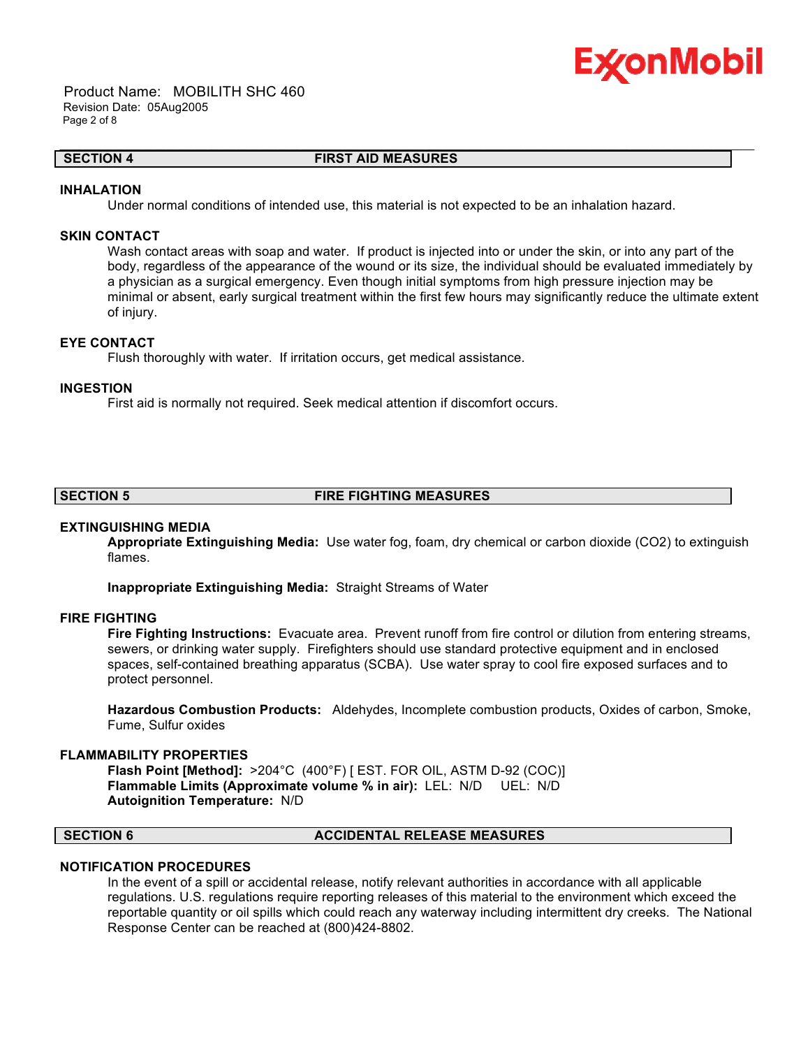## SECTION 4 FIRST AID MEASURES

### INHALATION

Under normal conditions of intended use, this material is not expected to be an inhalation hazard.

### SKIN CONTACT

Wash contact areas with soap and water. If product is injected into or under the skin, or into any part of the body, regardless of the appearance of the wound or its size, the individual should be evaluated immediately by a physician as a surgical emergency. Even though initial symptoms from high pressure injection may be minimal or absent, early surgical treatment within the first few hours may significantly reduce the ultimate extent of injury.

### EYE CONTACT

Flush thoroughly with water. If irritation occurs, get medical assistance.

### INGESTION

First aid is normally not required. Seek medical attention if discomfort occurs.

## SECTION 5 FIRE FIGHTING MEASURES

### EXTINGUISHING MEDIA

**Appropriate Extinguishing Media:** Use water fog, foam, dry chemical or carbon dioxide ($CO_2$) to extinguish flames.

**Inappropriate Extinguishing Media:** Straight Streams of Water

### FIRE FIGHTING

**Fire Fighting Instructions:** Evacuate area. Prevent runoff from fire control or dilution from entering streams, sewers, or drinking water supply. Firefighters should use standard protective equipment and in enclosed spaces, self-contained breathing apparatus (SCBA). Use water spray to cool fire exposed surfaces and to protect personnel.

**Hazardous Combustion Products:** Aldehydes, Incomplete combustion products, Oxides of carbon, Smoke, Fume, Sulfur oxides

### FLAMMABILITY PROPERTIES

**Flash Point [Method]:** >204°C (400°F) [ EST. FOR OIL, ASTM D-92 (COC)]
**Flammable Limits (Approximate volume % in air):** LEL: N/D UEL: N/D
**Autoignition Temperature:** N/D

## SECTION 6 ACCIDENTAL RELEASE MEASURES

### NOTIFICATION PROCEDURES

In the event of a spill or accidental release, notify relevant authorities in accordance with all applicable regulations. U.S. regulations require reporting releases of this material to the environment which exceed the reportable quantity or oil spills which could reach any waterway including intermittent dry creeks. The National Response Center can be reached at (800)424-8802.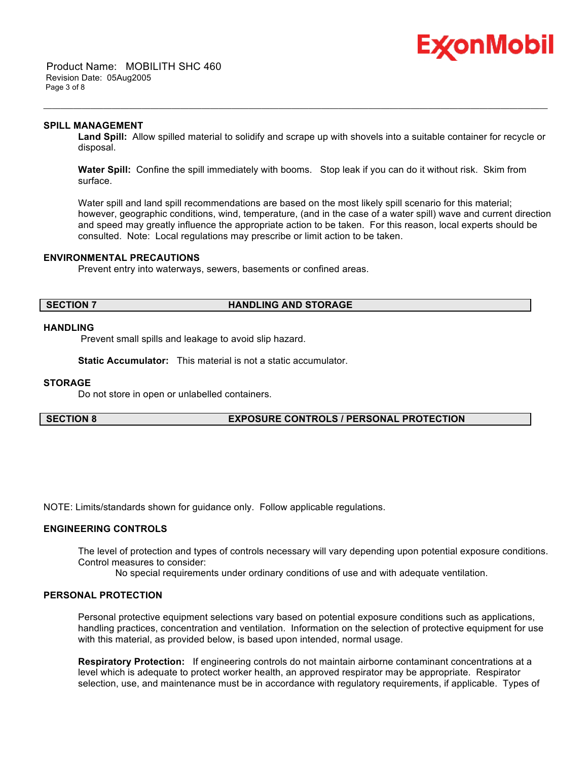### SPILL MANAGEMENT

**Land Spill:** Allow spilled material to solidify and scrape up with shovels into a suitable container for recycle or disposal.

**Water Spill:** Confine the spill immediately with booms. Stop leak if you can do it without risk. Skim from surface.

Water spill and land spill recommendations are based on the most likely spill scenario for this material; however, geographic conditions, wind, temperature, (and in the case of a water spill) wave and current direction and speed may greatly influence the appropriate action to be taken. For this reason, local experts should be consulted. Note: Local regulations may prescribe or limit action to be taken.

### ENVIRONMENTAL PRECAUTIONS

Prevent entry into waterways, sewers, basements or confined areas.

## SECTION 7 HANDLING AND STORAGE

### HANDLING

Prevent small spills and leakage to avoid slip hazard.

**Static Accumulator:** This material is not a static accumulator.

### STORAGE

Do not store in open or unlabelled containers.

## SECTION 8 EXPOSURE CONTROLS / PERSONAL PROTECTION

NOTE: Limits/standards shown for guidance only. Follow applicable regulations.

### ENGINEERING CONTROLS

The level of protection and types of controls necessary will vary depending upon potential exposure conditions. Control measures to consider:

No special requirements under ordinary conditions of use and with adequate ventilation.

### PERSONAL PROTECTION

Personal protective equipment selections vary based on potential exposure conditions such as applications, handling practices, concentration and ventilation. Information on the selection of protective equipment for use with this material, as provided below, is based upon intended, normal usage.

**Respiratory Protection:** If engineering controls do not maintain airborne contaminant concentrations at a level which is adequate to protect worker health, an approved respirator may be appropriate. Respirator selection, use, and maintenance must be in accordance with regulatory requirements, if applicable. Types of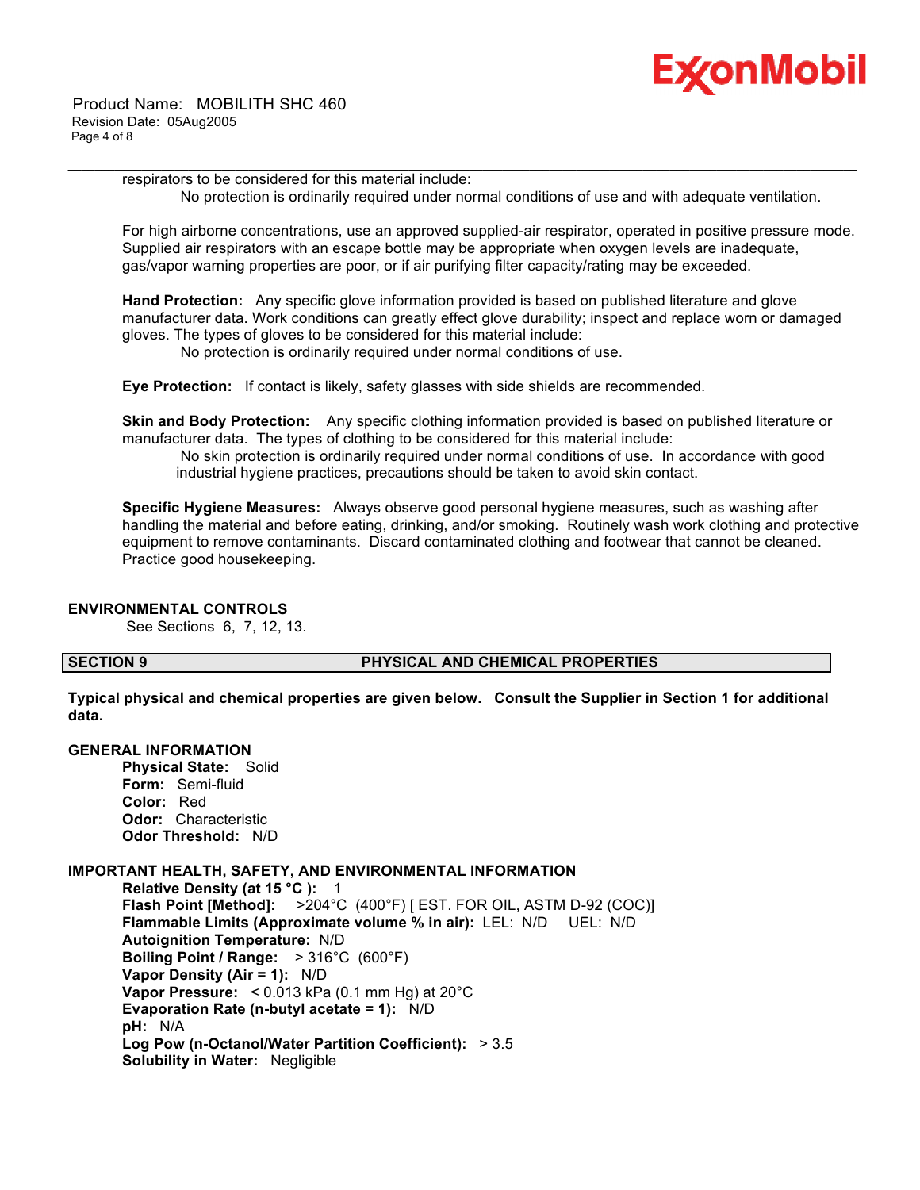respirators to be considered for this material include:

No protection is ordinarily required under normal conditions of use and with adequate ventilation.

For high airborne concentrations, use an approved supplied-air respirator, operated in positive pressure mode. Supplied air respirators with an escape bottle may be appropriate when oxygen levels are inadequate, gas/vapor warning properties are poor, or if air purifying filter capacity/rating may be exceeded.

**Hand Protection:** Any specific glove information provided is based on published literature and glove manufacturer data. Work conditions can greatly effect glove durability; inspect and replace worn or damaged gloves. The types of gloves to be considered for this material include:

No protection is ordinarily required under normal conditions of use.

**Eye Protection:** If contact is likely, safety glasses with side shields are recommended.

**Skin and Body Protection:** Any specific clothing information provided is based on published literature or manufacturer data. The types of clothing to be considered for this material include:

No skin protection is ordinarily required under normal conditions of use. In accordance with good industrial hygiene practices, precautions should be taken to avoid skin contact.

**Specific Hygiene Measures:** Always observe good personal hygiene measures, such as washing after handling the material and before eating, drinking, and/or smoking. Routinely wash work clothing and protective equipment to remove contaminants. Discard contaminated clothing and footwear that cannot be cleaned. Practice good housekeeping.

### ENVIRONMENTAL CONTROLS

See Sections 6, 7, 12, 13.

## SECTION 9 PHYSICAL AND CHEMICAL PROPERTIES

**Typical physical and chemical properties are given below. Consult the Supplier in Section 1 for additional data.**

### GENERAL INFORMATION

**Physical State:** Solid
**Form:** Semi-fluid
**Color:** Red
**Odor:** Characteristic
**Odor Threshold:** N/D

### IMPORTANT HEALTH, SAFETY, AND ENVIRONMENTAL INFORMATION

**Relative Density (at 15 °C ):** 1
**Flash Point [Method]:** >204°C (400°F) [ EST. FOR OIL, ASTM D-92 (COC)]
**Flammable Limits (Approximate volume % in air):** LEL: N/D UEL: N/D
**Autoignition Temperature:** N/D
**Boiling Point / Range:** > 316°C (600°F)
**Vapor Density (Air = 1):** N/D
**Vapor Pressure:** < 0.013 kPa (0.1 mm Hg) at 20°C
**Evaporation Rate (n-butyl acetate = 1):** N/D
**pH:** N/A
**Log Pow (n-Octanol/Water Partition Coefficient):** > 3.5
**Solubility in Water:** Negligible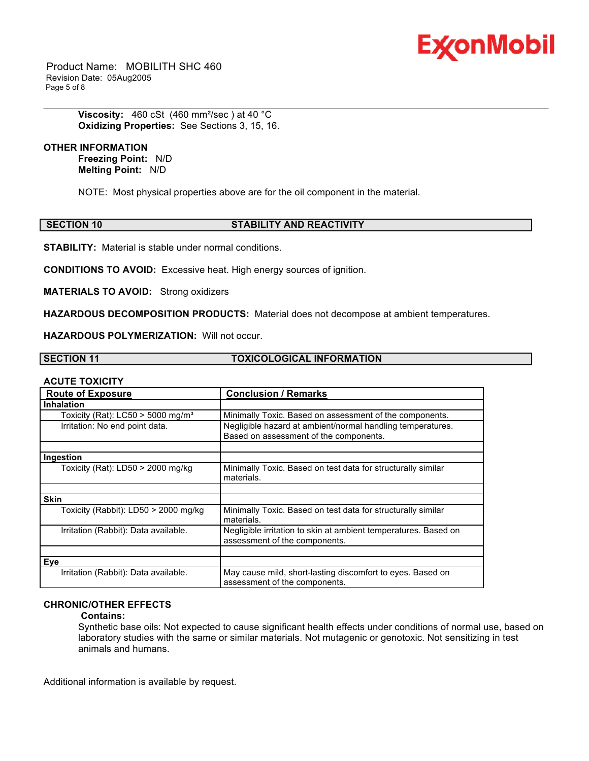**Viscosity:** 460 cSt (460 mm²/sec ) at 40 °C
**Oxidizing Properties:** See Sections 3, 15, 16.

**OTHER INFORMATION**

**Freezing Point:** N/D
**Melting Point:** N/D

NOTE: Most physical properties above are for the oil component in the material.

## SECTION 10 STABILITY AND REACTIVITY

**STABILITY:** Material is stable under normal conditions.

**CONDITIONS TO AVOID:** Excessive heat. High energy sources of ignition.

**MATERIALS TO AVOID:** Strong oxidizers

**HAZARDOUS DECOMPOSITION PRODUCTS:** Material does not decompose at ambient temperatures.

**HAZARDOUS POLYMERIZATION:** Will not occur.

## SECTION 11 TOXICOLOGICAL INFORMATION

**ACUTE TOXICITY**

| Route of Exposure | Conclusion / Remarks |
|---|---|
| **Inhalation** | |
| Toxicity (Rat): LC50 > 5000 mg/m³ | Minimally Toxic. Based on assessment of the components. |
| Irritation: No end point data. | Negligible hazard at ambient/normal handling temperatures. Based on assessment of the components. |
| | |
| **Ingestion** | |
| Toxicity (Rat): LD50 > 2000 mg/kg | Minimally Toxic. Based on test data for structurally similar materials. |
| | |
| **Skin** | |
| Toxicity (Rabbit): LD50 > 2000 mg/kg | Minimally Toxic. Based on test data for structurally similar materials. |
| Irritation (Rabbit): Data available. | Negligible irritation to skin at ambient temperatures. Based on assessment of the components. |
| | |
| **Eye** | |
| Irritation (Rabbit): Data available. | May cause mild, short-lasting discomfort to eyes. Based on assessment of the components. |

**CHRONIC/OTHER EFFECTS**

**Contains:**

Synthetic base oils: Not expected to cause significant health effects under conditions of normal use, based on laboratory studies with the same or similar materials. Not mutagenic or genotoxic. Not sensitizing in test animals and humans.

Additional information is available by request.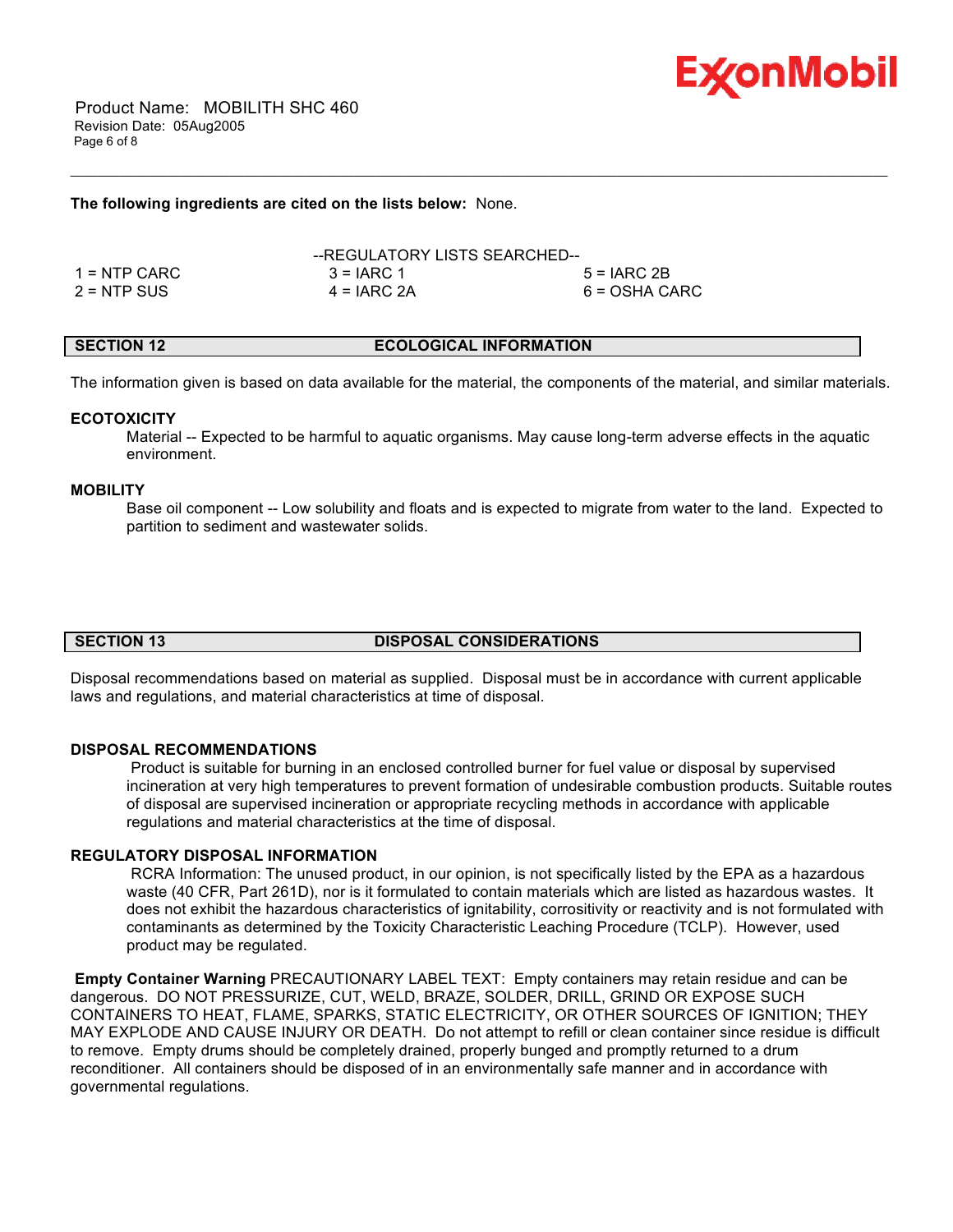**The following ingredients are cited on the lists below:** None.

--REGULATORY LISTS SEARCHED--

| | | |
|---|---|---|
| 1 = NTP CARC | 3 = IARC 1 | 5 = IARC 2B |
| 2 = NTP SUS | 4 = IARC 2A | 6 = OSHA CARC |

## SECTION 12 ECOLOGICAL INFORMATION

The information given is based on data available for the material, the components of the material, and similar materials.

### ECOTOXICITY

Material -- Expected to be harmful to aquatic organisms. May cause long-term adverse effects in the aquatic environment.

### MOBILITY

Base oil component -- Low solubility and floats and is expected to migrate from water to the land. Expected to partition to sediment and wastewater solids.

## SECTION 13 DISPOSAL CONSIDERATIONS

Disposal recommendations based on material as supplied. Disposal must be in accordance with current applicable laws and regulations, and material characteristics at time of disposal.

### DISPOSAL RECOMMENDATIONS

Product is suitable for burning in an enclosed controlled burner for fuel value or disposal by supervised incineration at very high temperatures to prevent formation of undesirable combustion products. Suitable routes of disposal are supervised incineration or appropriate recycling methods in accordance with applicable regulations and material characteristics at the time of disposal.

### REGULATORY DISPOSAL INFORMATION

RCRA Information: The unused product, in our opinion, is not specifically listed by the EPA as a hazardous waste (40 CFR, Part 261D), nor is it formulated to contain materials which are listed as hazardous wastes. It does not exhibit the hazardous characteristics of ignitability, corrositivity or reactivity and is not formulated with contaminants as determined by the Toxicity Characteristic Leaching Procedure (TCLP). However, used product may be regulated.

**Empty Container Warning** PRECAUTIONARY LABEL TEXT: Empty containers may retain residue and can be dangerous. DO NOT PRESSURIZE, CUT, WELD, BRAZE, SOLDER, DRILL, GRIND OR EXPOSE SUCH CONTAINERS TO HEAT, FLAME, SPARKS, STATIC ELECTRICITY, OR OTHER SOURCES OF IGNITION; THEY MAY EXPLODE AND CAUSE INJURY OR DEATH. Do not attempt to refill or clean container since residue is difficult to remove. Empty drums should be completely drained, properly bunged and promptly returned to a drum reconditioner. All containers should be disposed of in an environmentally safe manner and in accordance with governmental regulations.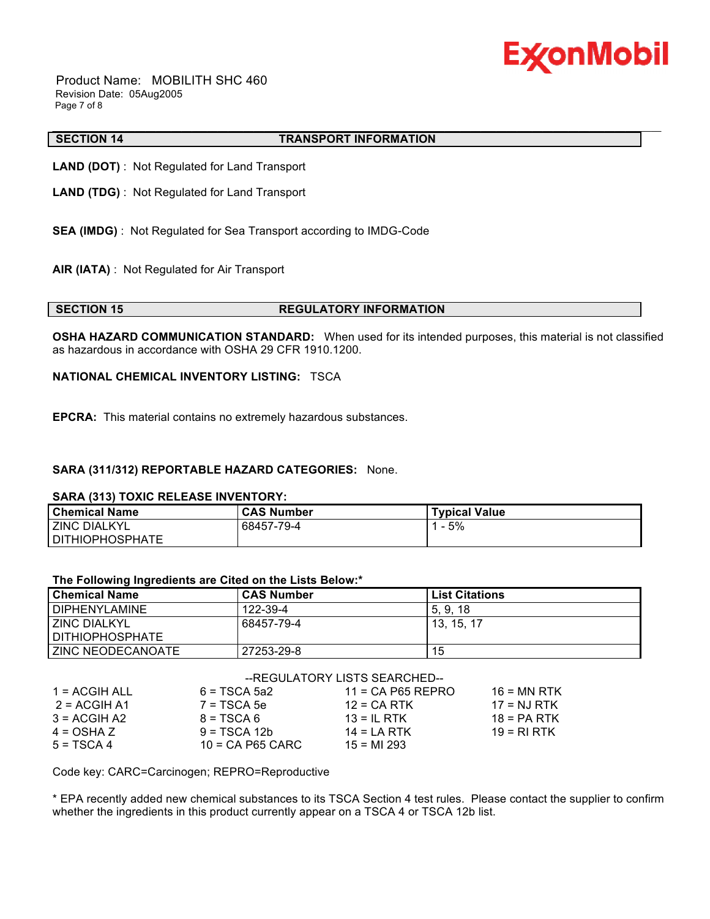## SECTION 14 TRANSPORT INFORMATION

**LAND (DOT)** : Not Regulated for Land Transport

**LAND (TDG)** : Not Regulated for Land Transport

**SEA (IMDG)** : Not Regulated for Sea Transport according to IMDG-Code

**AIR (IATA)** : Not Regulated for Air Transport

## SECTION 15 REGULATORY INFORMATION

**OSHA HAZARD COMMUNICATION STANDARD:** When used for its intended purposes, this material is not classified as hazardous in accordance with OSHA 29 CFR 1910.1200.

**NATIONAL CHEMICAL INVENTORY LISTING:** TSCA

**EPCRA:** This material contains no extremely hazardous substances.

**SARA (311/312) REPORTABLE HAZARD CATEGORIES:** None.

**SARA (313) TOXIC RELEASE INVENTORY:**

| Chemical Name | CAS Number | Typical Value |
|---|---|---|
| ZINC DIALKYL DITHIOPHOSPHATE | 68457-79-4 | 1 - 5% |

**The Following Ingredients are Cited on the Lists Below:***

| Chemical Name | CAS Number | List Citations |
|---|---|---|
| DIPHENYLAMINE | 122-39-4 | 5, 9, 18 |
| ZINC DIALKYL DITHIOPHOSPHATE | 68457-79-4 | 13, 15, 17 |
| ZINC NEODECANOATE | 27253-29-8 | 15 |

--REGULATORY LISTS SEARCHED--

| | | | |
|---|---|---|---|
| 1 = ACGIH ALL | 6 = TSCA 5a2 | 11 = CA P65 REPRO | 16 = MN RTK |
| 2 = ACGIH A1 | 7 = TSCA 5e | 12 = CA RTK | 17 = NJ RTK |
| 3 = ACGIH A2 | 8 = TSCA 6 | 13 = IL RTK | 18 = PA RTK |
| 4 = OSHA Z | 9 = TSCA 12b | 14 = LA RTK | 19 = RI RTK |
| 5 = TSCA 4 | 10 = CA P65 CARC | 15 = MI 293 | |

Code key: CARC=Carcinogen; REPRO=Reproductive

* EPA recently added new chemical substances to its TSCA Section 4 test rules. Please contact the supplier to confirm whether the ingredients in this product currently appear on a TSCA 4 or TSCA 12b list.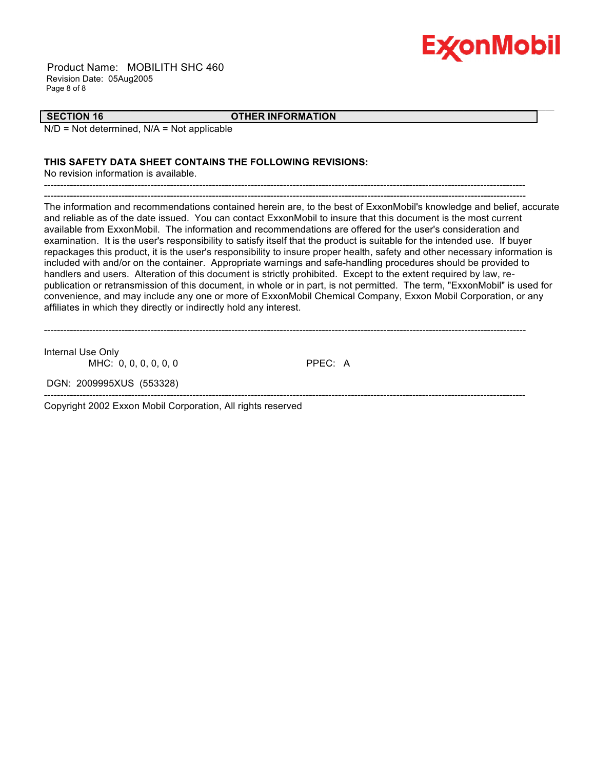## SECTION 16 OTHER INFORMATION

N/D = Not determined, N/A = Not applicable

**THIS SAFETY DATA SHEET CONTAINS THE FOLLOWING REVISIONS:**

No revision information is available.

---

---

The information and recommendations contained herein are, to the best of ExxonMobil's knowledge and belief, accurate and reliable as of the date issued. You can contact ExxonMobil to insure that this document is the most current available from ExxonMobil. The information and recommendations are offered for the user's consideration and examination. It is the user's responsibility to satisfy itself that the product is suitable for the intended use. If buyer repackages this product, it is the user's responsibility to insure proper health, safety and other necessary information is included with and/or on the container. Appropriate warnings and safe-handling procedures should be provided to handlers and users. Alteration of this document is strictly prohibited. Except to the extent required by law, re-publication or retransmission of this document, in whole or in part, is not permitted. The term, "ExxonMobil" is used for convenience, and may include any one or more of ExxonMobil Chemical Company, Exxon Mobil Corporation, or any affiliates in which they directly or indirectly hold any interest.

---

Internal Use Only

MHC: 0, 0, 0, 0, 0, 0 PPEC: A

DGN: 2009995XUS (553328)

---

Copyright 2002 Exxon Mobil Corporation, All rights reserved